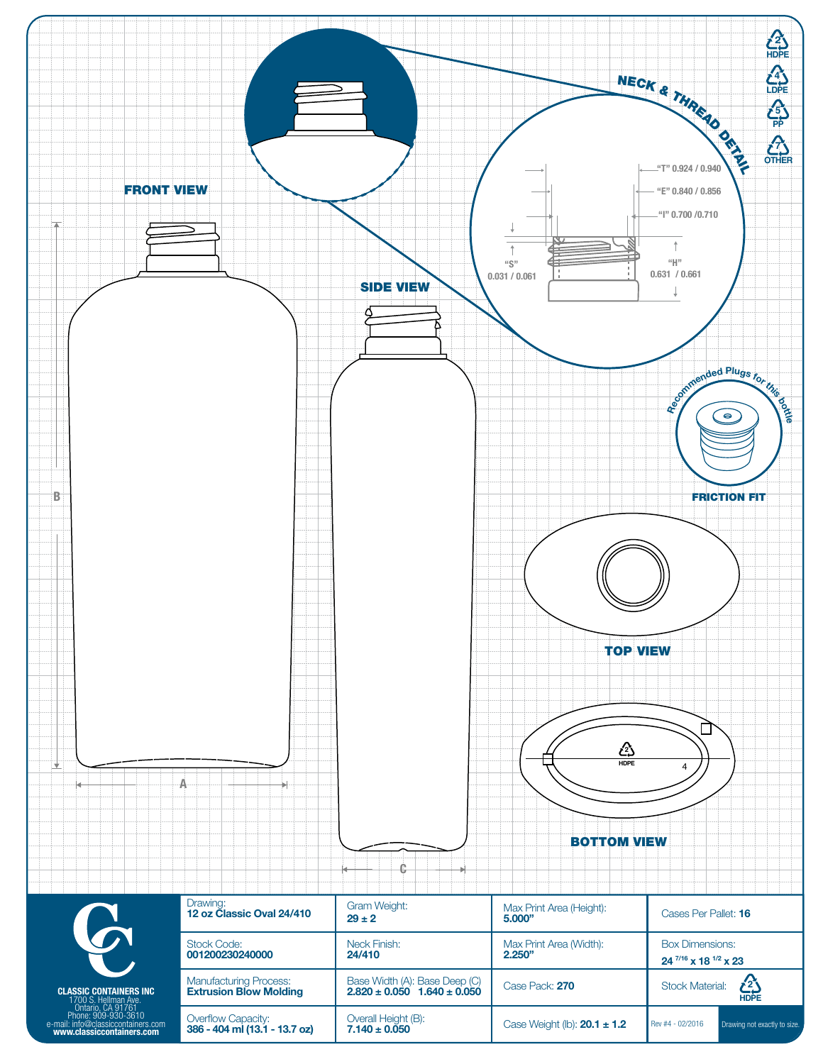HDPE 2 · LDPE 4 · PP 5 · OTHER 7

## NECK & THREAD DETAIL

"T" 0.924 / 0.940

"E" 0.840 / 0.856

"I" 0.700 /0.710

"S" 0.031 / 0.061

"H" 0.631 / 0.661

## FRONT VIEW

B

A

## SIDE VIEW

C

Recommended Plugs for this bottle

**FRICTION FIT**

## TOP VIEW

## BOTTOM VIEW

HDPE 4

| | | | |
|---|---|---|---|
| Drawing: **12 oz Classic Oval 24/410** | Gram Weight: **29 ± 2** | Max Print Area (Height): **5.000"** | Cases Per Pallet: **16** |
| Stock Code: **001200230240000** | Neck Finish: **24/410** | Max Print Area (Width): **2.250"** | Box Dimensions: **24 7/16 x 18 1/2 x 23** |
| Manufacturing Process: **Extrusion Blow Molding** | Base Width (A): Base Deep (C) **2.820 ± 0.050 1.640 ± 0.050** | Case Pack: **270** | Stock Material: HDPE |
| Overflow Capacity: **386 - 404 ml (13.1 - 13.7 oz)** | Overall Height (B): **7.140 ± 0.050** | Case Weight (lb): **20.1 ± 1.2** | Rev #4 - 02/2016 · Drawing not exactly to size. |

**CLASSIC CONTAINERS INC**
1700 S. Hellman Ave.
Ontario, CA 91761
Phone: 909-930-3610
e-mail: info@classiccontainers.com
**www.classiccontainers.com**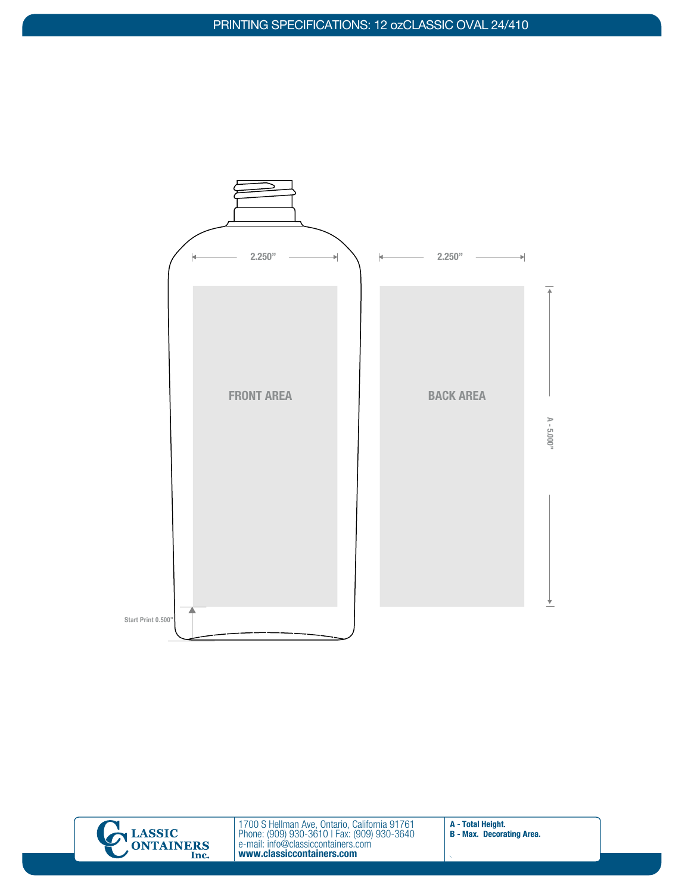# PRINTING SPECIFICATIONS: 12 ozCLASSIC OVAL 24/410

2.250”

2.250”

FRONT AREA

BACK AREA

A - 5.000”

Start Print 0.500”

CLASSIC CONTAINERS Inc.

1700 S Hellman Ave, Ontario, California 91761
Phone: (909) 930-3610 | Fax: (909) 930-3640
e-mail: info@classiccontainers.com
**www.classiccontainers.com**

**A - Total Height.**
**B - Max. Decorating Area.**